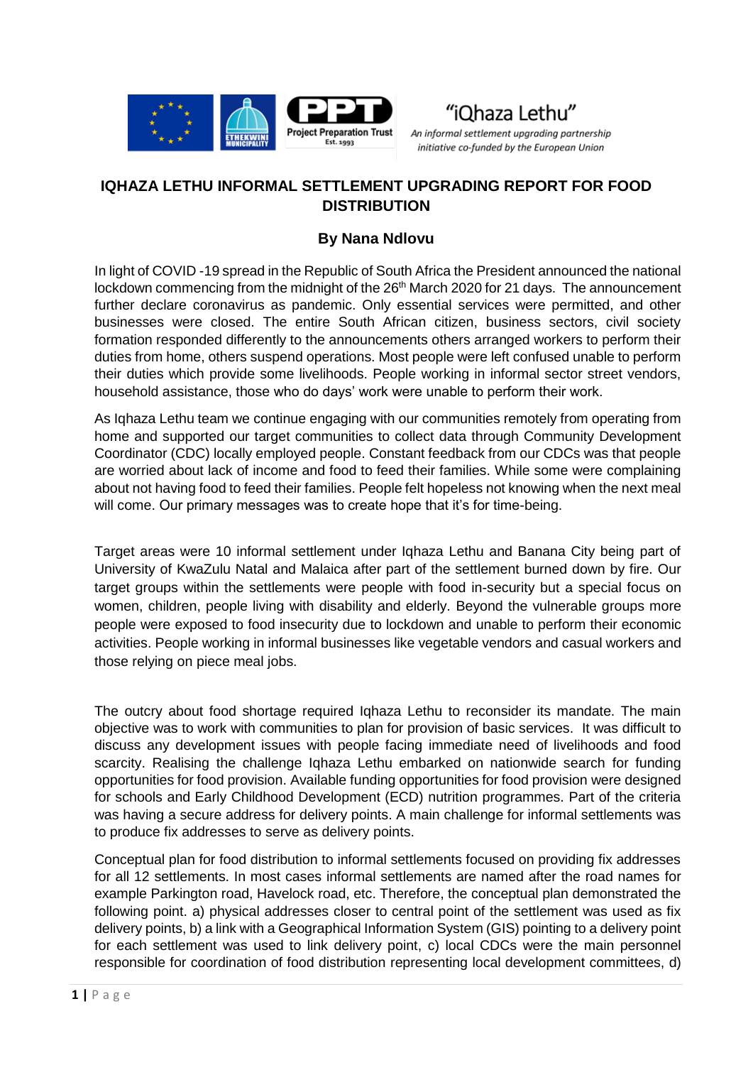"iQhaza Lethu"

*An informal settlement upgrading partnership initiative co-funded by the European Union*

# IQHAZA LETHU INFORMAL SETTLEMENT UPGRADING REPORT FOR FOOD DISTRIBUTION

## By Nana Ndlovu

In light of COVID -19 spread in the Republic of South Africa the President announced the national lockdown commencing from the midnight of the 26th March 2020 for 21 days. The announcement further declare coronavirus as pandemic. Only essential services were permitted, and other businesses were closed. The entire South African citizen, business sectors, civil society formation responded differently to the announcements others arranged workers to perform their duties from home, others suspend operations. Most people were left confused unable to perform their duties which provide some livelihoods. People working in informal sector street vendors, household assistance, those who do days' work were unable to perform their work.

As Iqhaza Lethu team we continue engaging with our communities remotely from operating from home and supported our target communities to collect data through Community Development Coordinator (CDC) locally employed people. Constant feedback from our CDCs was that people are worried about lack of income and food to feed their families. While some were complaining about not having food to feed their families. People felt hopeless not knowing when the next meal will come. Our primary messages was to create hope that it's for time-being.

Target areas were 10 informal settlement under Iqhaza Lethu and Banana City being part of University of KwaZulu Natal and Malaica after part of the settlement burned down by fire. Our target groups within the settlements were people with food in-security but a special focus on women, children, people living with disability and elderly. Beyond the vulnerable groups more people were exposed to food insecurity due to lockdown and unable to perform their economic activities. People working in informal businesses like vegetable vendors and casual workers and those relying on piece meal jobs.

The outcry about food shortage required Iqhaza Lethu to reconsider its mandate. The main objective was to work with communities to plan for provision of basic services. It was difficult to discuss any development issues with people facing immediate need of livelihoods and food scarcity. Realising the challenge Iqhaza Lethu embarked on nationwide search for funding opportunities for food provision. Available funding opportunities for food provision were designed for schools and Early Childhood Development (ECD) nutrition programmes. Part of the criteria was having a secure address for delivery points. A main challenge for informal settlements was to produce fix addresses to serve as delivery points.

Conceptual plan for food distribution to informal settlements focused on providing fix addresses for all 12 settlements. In most cases informal settlements are named after the road names for example Parkington road, Havelock road, etc. Therefore, the conceptual plan demonstrated the following point. a) physical addresses closer to central point of the settlement was used as fix delivery points, b) a link with a Geographical Information System (GIS) pointing to a delivery point for each settlement was used to link delivery point, c) local CDCs were the main personnel responsible for coordination of food distribution representing local development committees, d)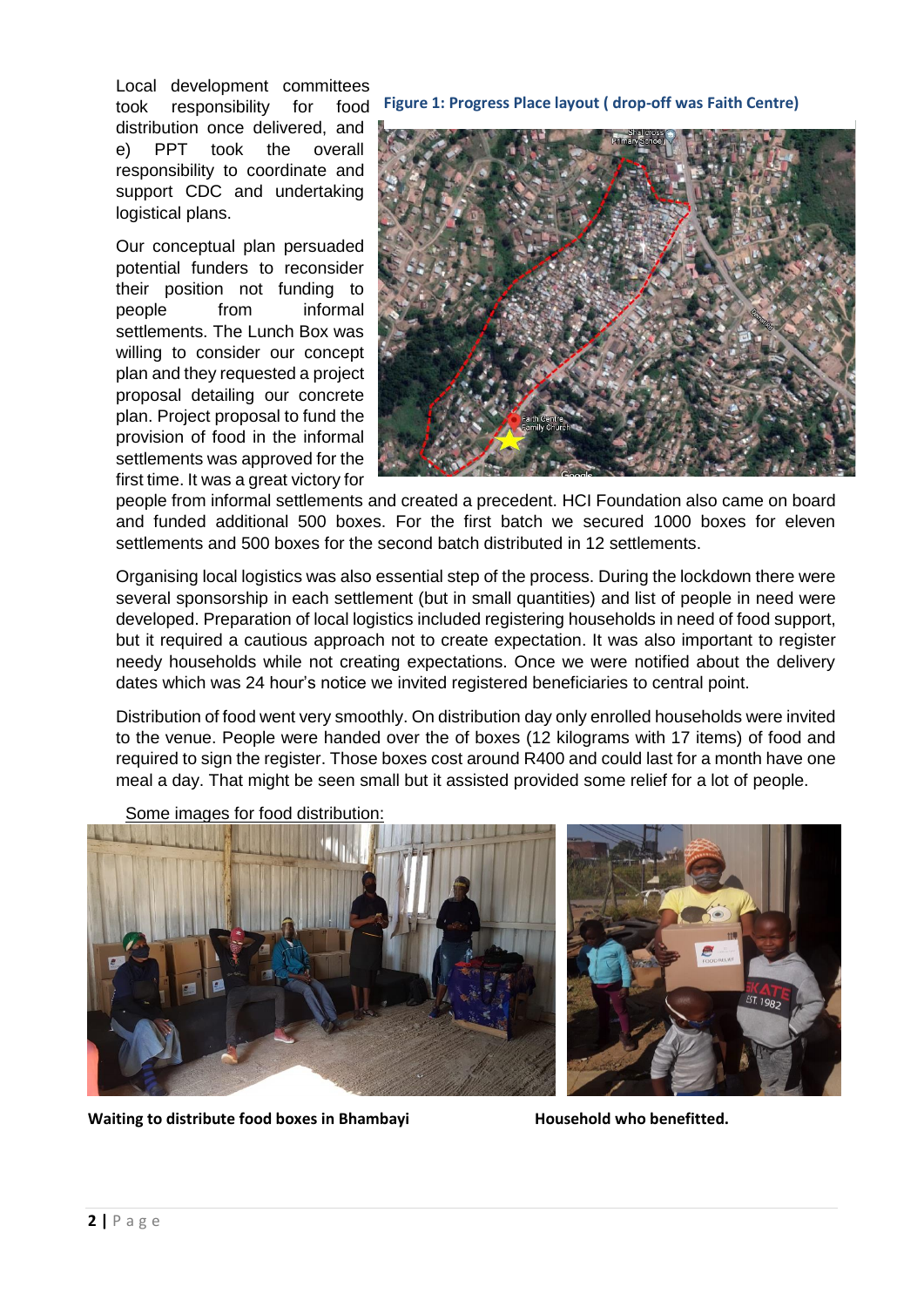Local development committees took responsibility for food distribution once delivered, and e) PPT took the overall responsibility to coordinate and support CDC and undertaking logistical plans.

**Figure 1: Progress Place layout ( drop-off was Faith Centre)**

Our conceptual plan persuaded potential funders to reconsider their position not funding to people from informal settlements. The Lunch Box was willing to consider our concept plan and they requested a project proposal detailing our concrete plan. Project proposal to fund the provision of food in the informal settlements was approved for the first time. It was a great victory for people from informal settlements and created a precedent. HCI Foundation also came on board and funded additional 500 boxes. For the first batch we secured 1000 boxes for eleven settlements and 500 boxes for the second batch distributed in 12 settlements.

Organising local logistics was also essential step of the process. During the lockdown there were several sponsorship in each settlement (but in small quantities) and list of people in need were developed. Preparation of local logistics included registering households in need of food support, but it required a cautious approach not to create expectation. It was also important to register needy households while not creating expectations. Once we were notified about the delivery dates which was 24 hour's notice we invited registered beneficiaries to central point.

Distribution of food went very smoothly. On distribution day only enrolled households were invited to the venue. People were handed over the of boxes (12 kilograms with 17 items) of food and required to sign the register. Those boxes cost around R400 and could last for a month have one meal a day. That might be seen small but it assisted provided some relief for a lot of people.

Some images for food distribution:

**Waiting to distribute food boxes in Bhambayi**

**Household who benefitted.**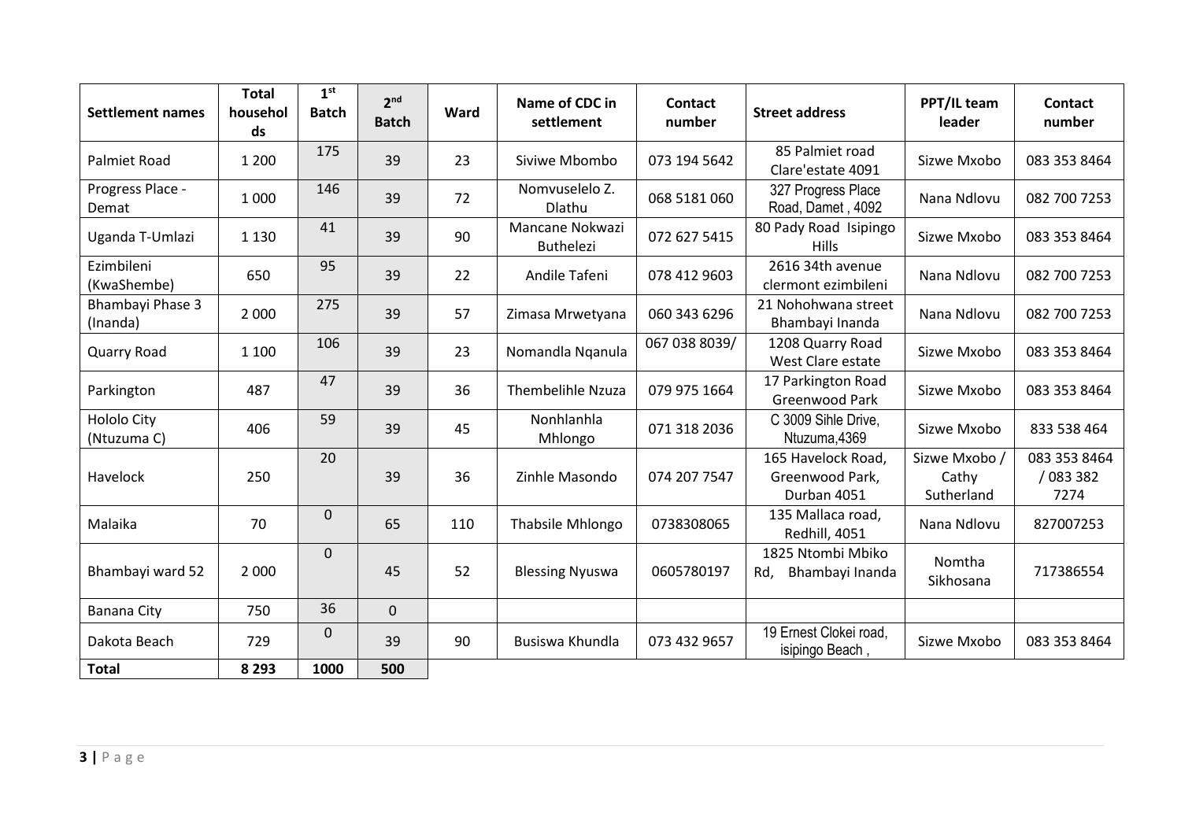| Settlement names | Total households | 1st Batch | 2nd Batch | Ward | Name of CDC in settlement | Contact number | Street address | PPT/IL team leader | Contact number |
|---|---|---|---|---|---|---|---|---|---|
| Palmiet Road | 1 200 | 175 | 39 | 23 | Siviwe Mbombo | 073 194 5642 | 85 Palmiet road Clare'estate 4091 | Sizwe Mxobo | 083 353 8464 |
| Progress Place - Demat | 1 000 | 146 | 39 | 72 | Nomvuselelo Z. Dlathu | 068 5181 060 | 327 Progress Place Road, Damet , 4092 | Nana Ndlovu | 082 700 7253 |
| Uganda T-Umlazi | 1 130 | 41 | 39 | 90 | Mancane Nokwazi Buthelezi | 072 627 5415 | 80 Pady Road Isipingo Hills | Sizwe Mxobo | 083 353 8464 |
| Ezimbileni (KwaShembe) | 650 | 95 | 39 | 22 | Andile Tafeni | 078 412 9603 | 2616 34th avenue clermont ezimbileni | Nana Ndlovu | 082 700 7253 |
| Bhambayi Phase 3 (Inanda) | 2 000 | 275 | 39 | 57 | Zimasa Mrwetyana | 060 343 6296 | 21 Nohohwana street Bhambayi Inanda | Nana Ndlovu | 082 700 7253 |
| Quarry Road | 1 100 | 106 | 39 | 23 | Nomandla Nqanula | 067 038 8039/ | 1208 Quarry Road West Clare estate | Sizwe Mxobo | 083 353 8464 |
| Parkington | 487 | 47 | 39 | 36 | Thembelihle Nzuza | 079 975 1664 | 17 Parkington Road Greenwood Park | Sizwe Mxobo | 083 353 8464 |
| Hololo City (Ntuzuma C) | 406 | 59 | 39 | 45 | Nonhlanhla Mhlongo | 071 318 2036 | C 3009 Sihle Drive, Ntuzuma,4369 | Sizwe Mxobo | 833 538 464 |
| Havelock | 250 | 20 | 39 | 36 | Zinhle Masondo | 074 207 7547 | 165 Havelock Road, Greenwood Park, Durban 4051 | Sizwe Mxobo / Cathy Sutherland | 083 353 8464 / 083 382 7274 |
| Malaika | 70 | 0 | 65 | 110 | Thabsile Mhlongo | 0738308065 | 135 Mallaca road, Redhill, 4051 | Nana Ndlovu | 827007253 |
| Bhambayi ward 52 | 2 000 | 0 | 45 | 52 | Blessing Nyuswa | 0605780197 | 1825 Ntombi Mbiko Rd, Bhambayi Inanda | Nomtha Sikhosana | 717386554 |
| Banana City | 750 | 36 | 0 | | | | | | |
| Dakota Beach | 729 | 0 | 39 | 90 | Busiswa Khundla | 073 432 9657 | 19 Ernest Clokei road, isipingo Beach , | Sizwe Mxobo | 083 353 8464 |
| **Total** | **8 293** | **1000** | **500** | | | | | | |